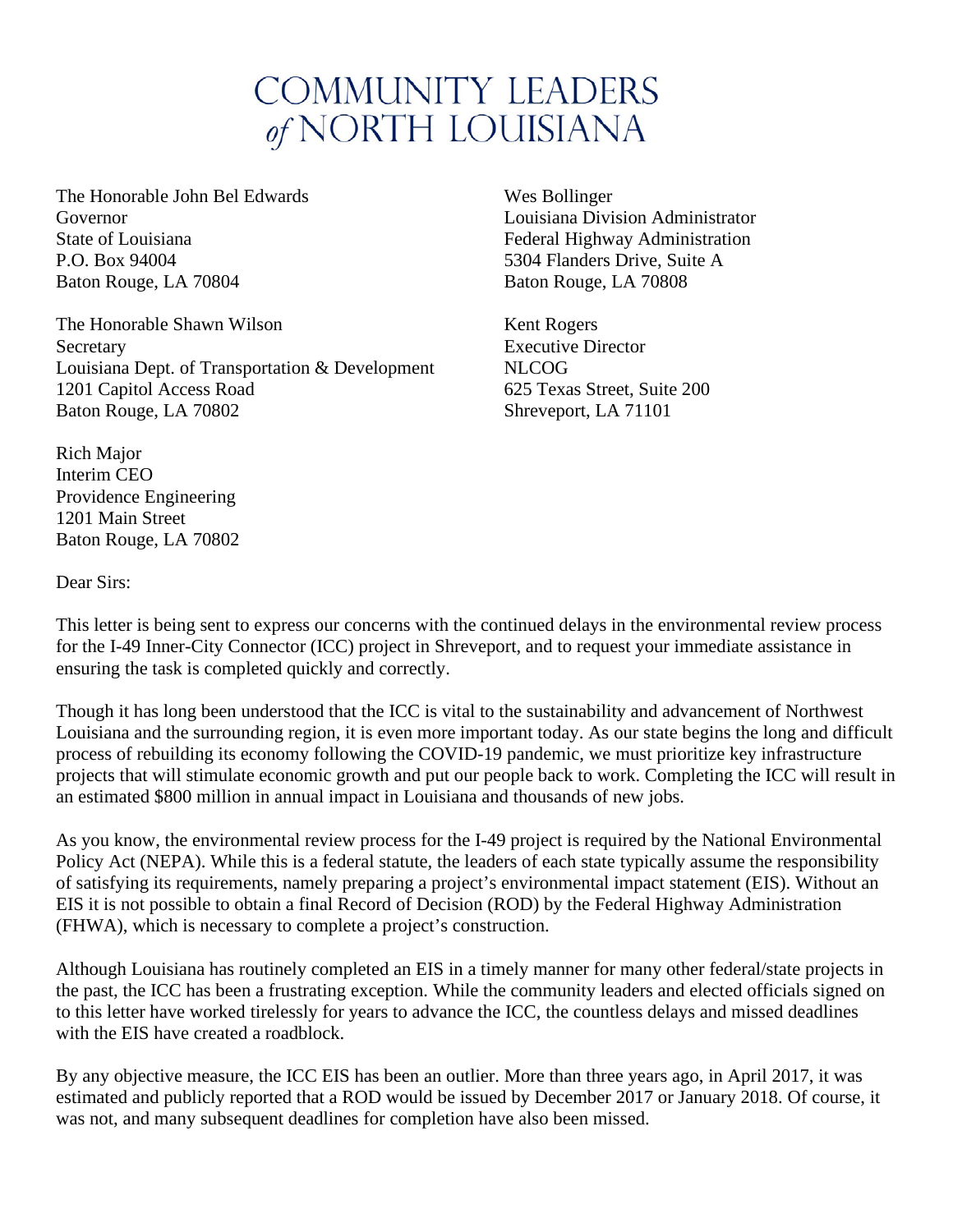# COMMUNITY LEADERS *of* NORTH LOUISIANA

The Honorable John Bel Edwards
Governor
State of Louisiana
P.O. Box 94004
Baton Rouge, LA 70804

Wes Bollinger
Louisiana Division Administrator
Federal Highway Administration
5304 Flanders Drive, Suite A
Baton Rouge, LA 70808

The Honorable Shawn Wilson
Secretary
Louisiana Dept. of Transportation & Development
1201 Capitol Access Road
Baton Rouge, LA 70802

Kent Rogers
Executive Director
NLCOG
625 Texas Street, Suite 200
Shreveport, LA 71101

Rich Major
Interim CEO
Providence Engineering
1201 Main Street
Baton Rouge, LA 70802

Dear Sirs:

This letter is being sent to express our concerns with the continued delays in the environmental review process for the I-49 Inner-City Connector (ICC) project in Shreveport, and to request your immediate assistance in ensuring the task is completed quickly and correctly.

Though it has long been understood that the ICC is vital to the sustainability and advancement of Northwest Louisiana and the surrounding region, it is even more important today. As our state begins the long and difficult process of rebuilding its economy following the COVID-19 pandemic, we must prioritize key infrastructure projects that will stimulate economic growth and put our people back to work. Completing the ICC will result in an estimated $800 million in annual impact in Louisiana and thousands of new jobs.

As you know, the environmental review process for the I-49 project is required by the National Environmental Policy Act (NEPA). While this is a federal statute, the leaders of each state typically assume the responsibility of satisfying its requirements, namely preparing a project's environmental impact statement (EIS). Without an EIS it is not possible to obtain a final Record of Decision (ROD) by the Federal Highway Administration (FHWA), which is necessary to complete a project's construction.

Although Louisiana has routinely completed an EIS in a timely manner for many other federal/state projects in the past, the ICC has been a frustrating exception. While the community leaders and elected officials signed on to this letter have worked tirelessly for years to advance the ICC, the countless delays and missed deadlines with the EIS have created a roadblock.

By any objective measure, the ICC EIS has been an outlier. More than three years ago, in April 2017, it was estimated and publicly reported that a ROD would be issued by December 2017 or January 2018. Of course, it was not, and many subsequent deadlines for completion have also been missed.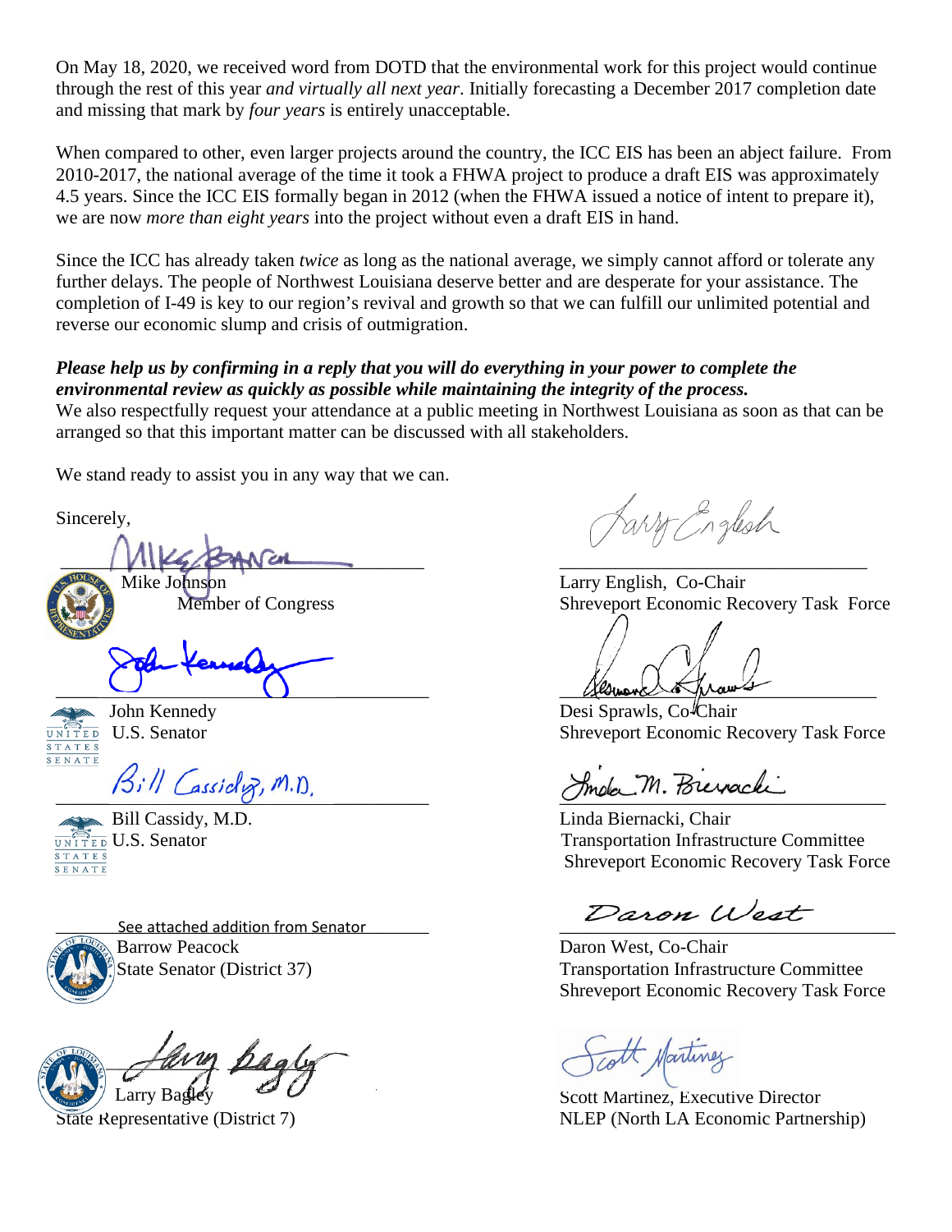On May 18, 2020, we received word from DOTD that the environmental work for this project would continue through the rest of this year *and virtually all next year*. Initially forecasting a December 2017 completion date and missing that mark by *four years* is entirely unacceptable.

When compared to other, even larger projects around the country, the ICC EIS has been an abject failure. From 2010-2017, the national average of the time it took a FHWA project to produce a draft EIS was approximately 4.5 years. Since the ICC EIS formally began in 2012 (when the FHWA issued a notice of intent to prepare it), we are now *more than eight years* into the project without even a draft EIS in hand.

Since the ICC has already taken *twice* as long as the national average, we simply cannot afford or tolerate any further delays. The people of Northwest Louisiana deserve better and are desperate for your assistance. The completion of I-49 is key to our region's revival and growth so that we can fulfill our unlimited potential and reverse our economic slump and crisis of outmigration.

***Please help us by confirming in a reply that you will do everything in your power to complete the environmental review as quickly as possible while maintaining the integrity of the process.***
We also respectfully request your attendance at a public meeting in Northwest Louisiana as soon as that can be arranged so that this important matter can be discussed with all stakeholders.

We stand ready to assist you in any way that we can.

Sincerely,

Mike Johnson
Member of Congress

John Kennedy
U.S. Senator

Bill Cassidy, M.D.
U.S. Senator

See attached addition from Senator
Barrow Peacock
State Senator (District 37)

Larry Bagley
State Representative (District 7)

Larry English, Co-Chair
Shreveport Economic Recovery Task Force

Desi Sprawls, Co-Chair
Shreveport Economic Recovery Task Force

Linda Biernacki, Chair
Transportation Infrastructure Committee
Shreveport Economic Recovery Task Force

Daron West, Co-Chair
Transportation Infrastructure Committee
Shreveport Economic Recovery Task Force

Scott Martinez, Executive Director
NLEP (North LA Economic Partnership)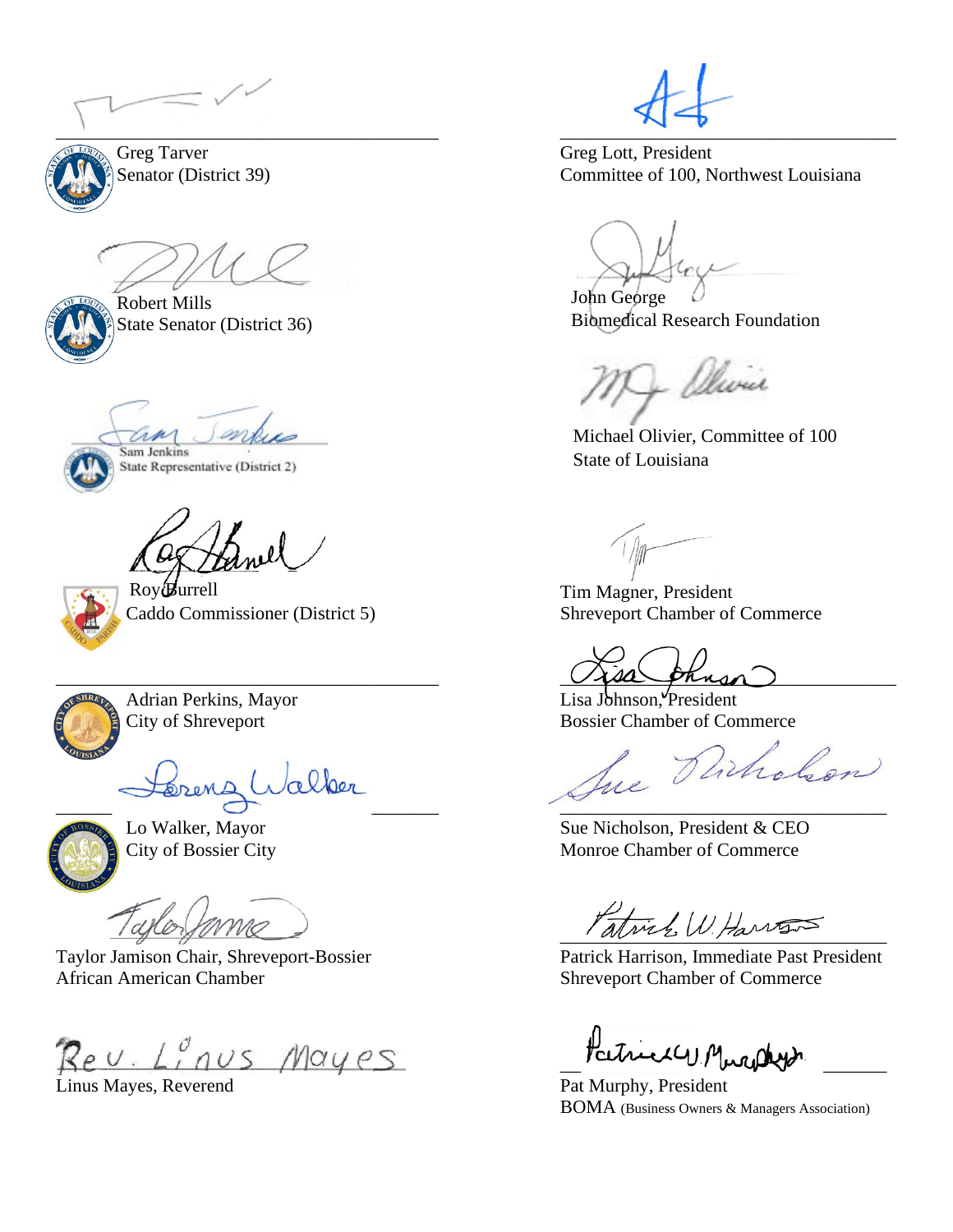Greg Tarver
Senator (District 39)

Greg Lott, President
Committee of 100, Northwest Louisiana

Robert Mills
State Senator (District 36)

John George
Biomedical Research Foundation

Sam Jenkins
State Representative (District 2)

Michael Olivier, Committee of 100
State of Louisiana

Roy Burrell
Caddo Commissioner (District 5)

Tim Magner, President
Shreveport Chamber of Commerce

Adrian Perkins, Mayor
City of Shreveport

Lisa Johnson, President
Bossier Chamber of Commerce

Lo Walker, Mayor
City of Bossier City

Sue Nicholson, President & CEO
Monroe Chamber of Commerce

Taylor Jamison Chair, Shreveport-Bossier
African American Chamber

Patrick Harrison, Immediate Past President
Shreveport Chamber of Commerce

Linus Mayes, Reverend

Pat Murphy, President
BOMA (Business Owners & Managers Association)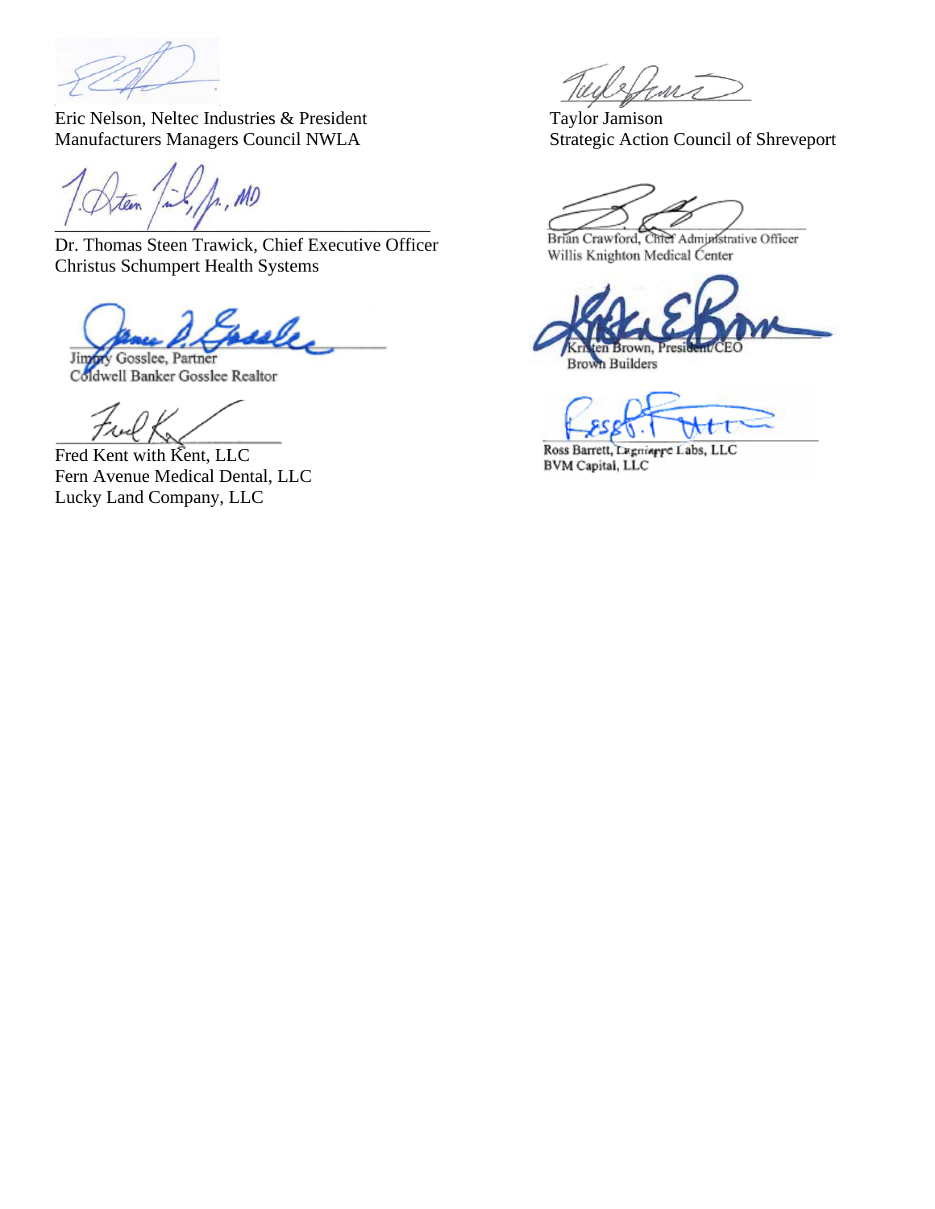Eric Nelson, Neltec Industries & President
Manufacturers Managers Council NWLA

Dr. Thomas Steen Trawick, Chief Executive Officer
Christus Schumpert Health Systems

Jimmy Gosslee, Partner
Coldwell Banker Gosslee Realtor

Fred Kent with Kent, LLC
Fern Avenue Medical Dental, LLC
Lucky Land Company, LLC

Taylor Jamison
Strategic Action Council of Shreveport

Brian Crawford, Chief Administrative Officer
Willis Knighton Medical Center

Kristen Brown, President/CEO
Brown Builders

Ross Barrett, Lagniappe Labs, LLC
BVM Capital, LLC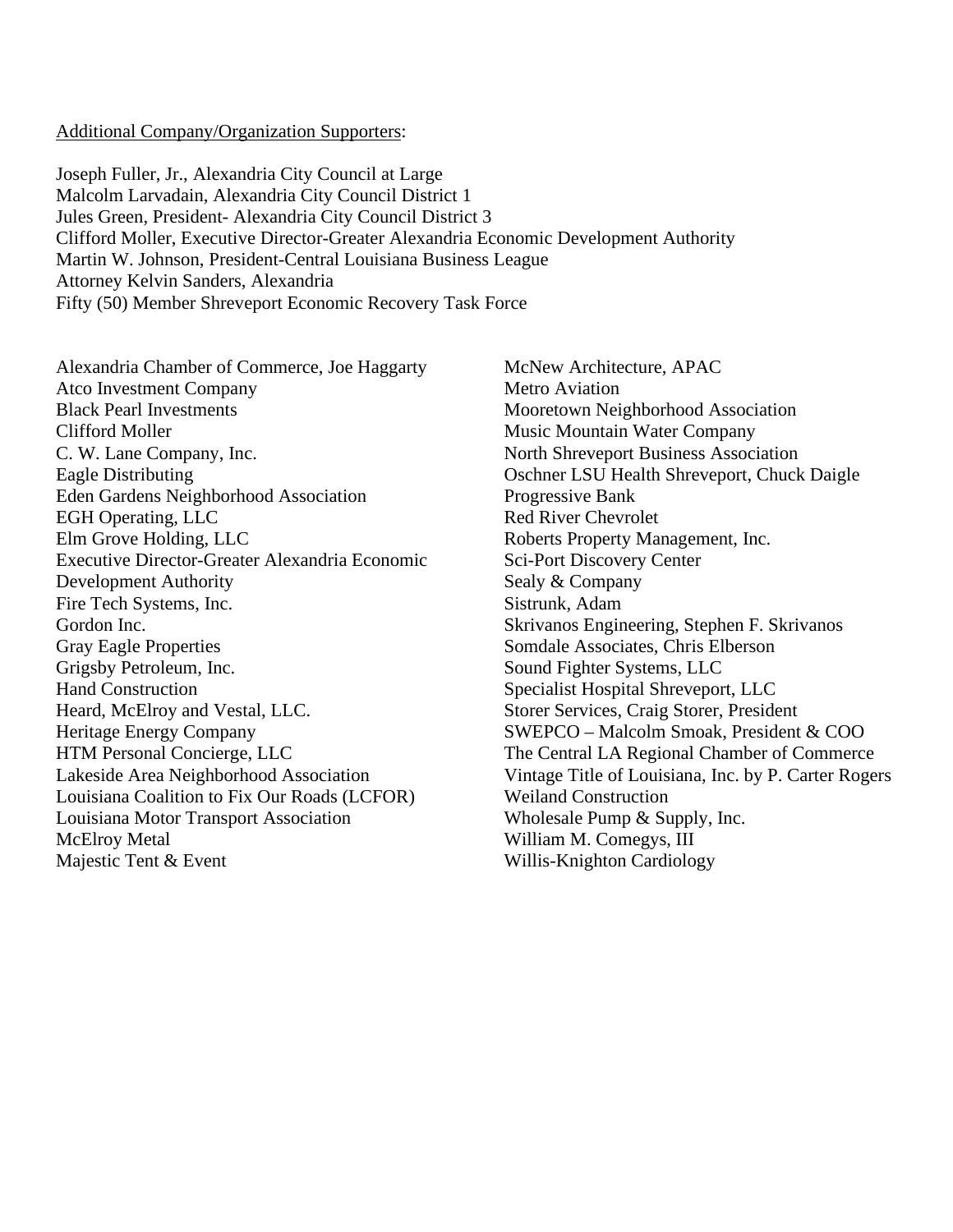<u>Additional Company/Organization Supporters</u>:

Joseph Fuller, Jr., Alexandria City Council at Large
Malcolm Larvadain, Alexandria City Council District 1
Jules Green, President- Alexandria City Council District 3
Clifford Moller, Executive Director-Greater Alexandria Economic Development Authority
Martin W. Johnson, President-Central Louisiana Business League
Attorney Kelvin Sanders, Alexandria
Fifty (50) Member Shreveport Economic Recovery Task Force

Alexandria Chamber of Commerce, Joe Haggarty
Atco Investment Company
Black Pearl Investments
Clifford Moller
C. W. Lane Company, Inc.
Eagle Distributing
Eden Gardens Neighborhood Association
EGH Operating, LLC
Elm Grove Holding, LLC
Executive Director-Greater Alexandria Economic Development Authority
Fire Tech Systems, Inc.
Gordon Inc.
Gray Eagle Properties
Grigsby Petroleum, Inc.
Hand Construction
Heard, McElroy and Vestal, LLC.
Heritage Energy Company
HTM Personal Concierge, LLC
Lakeside Area Neighborhood Association
Louisiana Coalition to Fix Our Roads (LCFOR)
Louisiana Motor Transport Association
McElroy Metal
Majestic Tent & Event
McNew Architecture, APAC
Metro Aviation
Mooretown Neighborhood Association
Music Mountain Water Company
North Shreveport Business Association
Oschner LSU Health Shreveport, Chuck Daigle
Progressive Bank
Red River Chevrolet
Roberts Property Management, Inc.
Sci-Port Discovery Center
Sealy & Company
Sistrunk, Adam
Skrivanos Engineering, Stephen F. Skrivanos
Somdale Associates, Chris Elberson
Sound Fighter Systems, LLC
Specialist Hospital Shreveport, LLC
Storer Services, Craig Storer, President
SWEPCO – Malcolm Smoak, President & COO
The Central LA Regional Chamber of Commerce
Vintage Title of Louisiana, Inc. by P. Carter Rogers
Weiland Construction
Wholesale Pump & Supply, Inc.
William M. Comegys, III
Willis-Knighton Cardiology